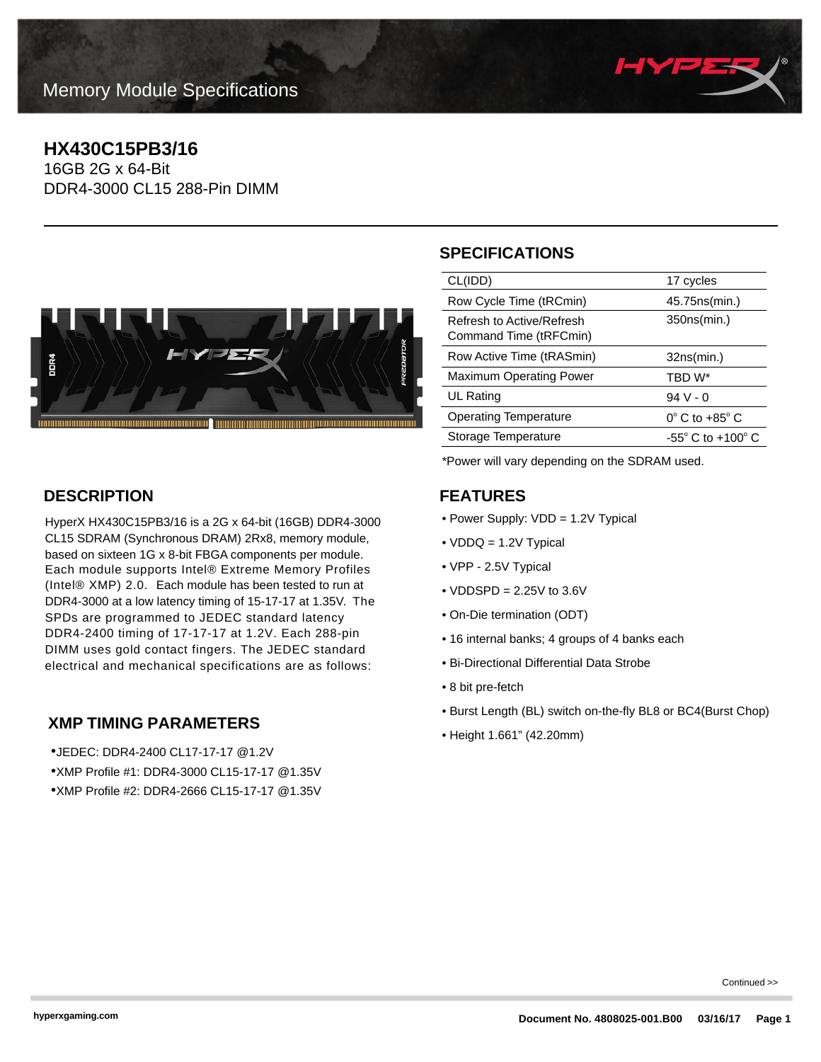Memory Module Specifications

# HX430C15PB3/16

16GB 2G x 64-Bit
DDR4-3000 CL15 288-Pin DIMM

## SPECIFICATIONS

| | |
|---|---|
| CL(IDD) | 17 cycles |
| Row Cycle Time (tRCmin) | 45.75ns(min.) |
| Refresh to Active/Refresh Command Time (tRFCmin) | 350ns(min.) |
| Row Active Time (tRASmin) | 32ns(min.) |
| Maximum Operating Power | TBD W* |
| UL Rating | 94 V - 0 |
| Operating Temperature | 0° C to +85° C |
| Storage Temperature | -55° C to +100° C |

*Power will vary depending on the SDRAM used.

## DESCRIPTION

HyperX HX430C15PB3/16 is a 2G x 64-bit (16GB) DDR4-3000 CL15 SDRAM (Synchronous DRAM) 2Rx8, memory module, based on sixteen 1G x 8-bit FBGA components per module. Each module supports Intel® Extreme Memory Profiles (Intel® XMP) 2.0. Each module has been tested to run at DDR4-3000 at a low latency timing of 15-17-17 at 1.35V. The SPDs are programmed to JEDEC standard latency DDR4-2400 timing of 17-17-17 at 1.2V. Each 288-pin DIMM uses gold contact fingers. The JEDEC standard electrical and mechanical specifications are as follows:

## XMP TIMING PARAMETERS

- JEDEC: DDR4-2400 CL17-17-17 @1.2V
- XMP Profile #1: DDR4-3000 CL15-17-17 @1.35V
- XMP Profile #2: DDR4-2666 CL15-17-17 @1.35V

## FEATURES

- Power Supply: VDD = 1.2V Typical
- VDDQ = 1.2V Typical
- VPP - 2.5V Typical
- VDDSPD = 2.25V to 3.6V
- On-Die termination (ODT)
- 16 internal banks; 4 groups of 4 banks each
- Bi-Directional Differential Data Strobe
- 8 bit pre-fetch
- Burst Length (BL) switch on-the-fly BL8 or BC4(Burst Chop)
- Height 1.661" (42.20mm)

Continued >>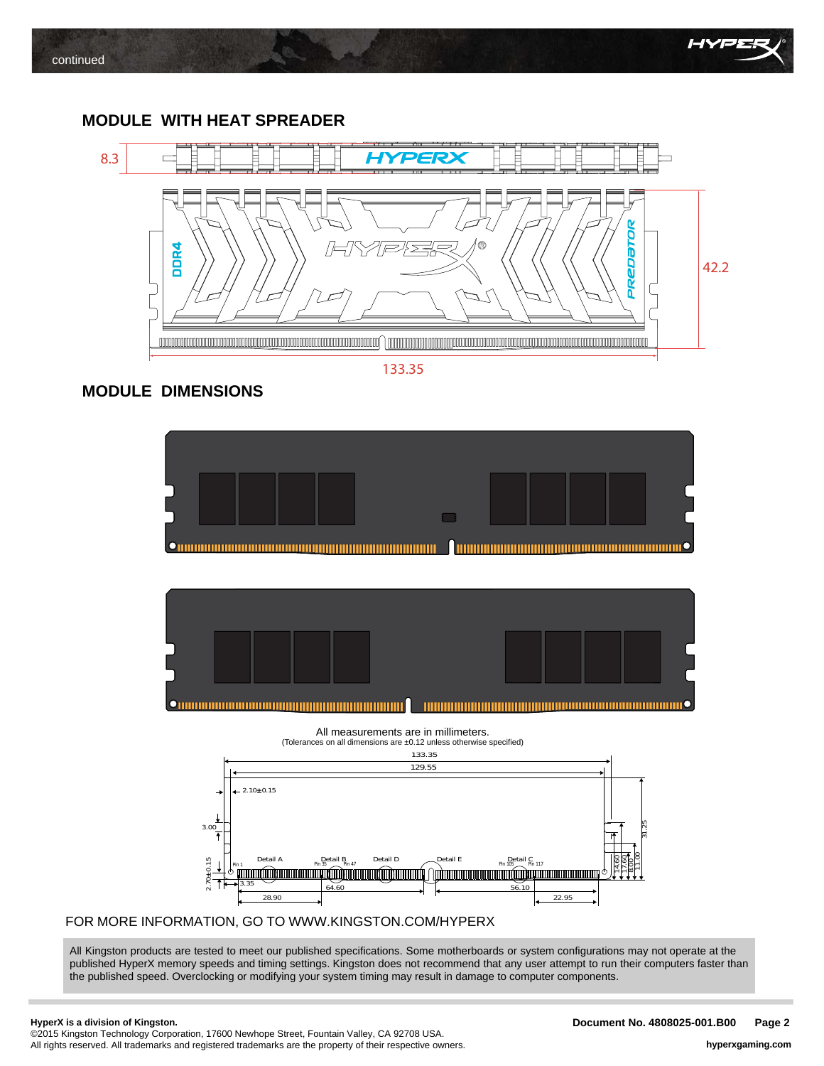continued

## MODULE WITH HEAT SPREADER

8.3

42.2

133.35

## MODULE DIMENSIONS

All measurements are in millimeters.
(Tolerances on all dimensions are ±0.12 unless otherwise specified)

133.35
129.55
2.10±0.15
3.00
31.25
2.70±0.15
Pin 1
Detail A
Detail B
Pin 35
Pin 47
Detail D
Detail E
Detail C
Pin 105
Pin 117
14.60
17.60
8.00
11.00
3.35
64.60
56.10
28.90
22.95

FOR MORE INFORMATION, GO TO WWW.KINGSTON.COM/HYPERX

All Kingston products are tested to meet our published specifications. Some motherboards or system configurations may not operate at the published HyperX memory speeds and timing settings. Kingston does not recommend that any user attempt to run their computers faster than the published speed. Overclocking or modifying your system timing may result in damage to computer components.

**HyperX is a division of Kingston.**
©2015 Kingston Technology Corporation, 17600 Newhope Street, Fountain Valley, CA 92708 USA.
All rights reserved. All trademarks and registered trademarks are the property of their respective owners.

**Document No. 4808025-001.B00**

hyperxgaming.com